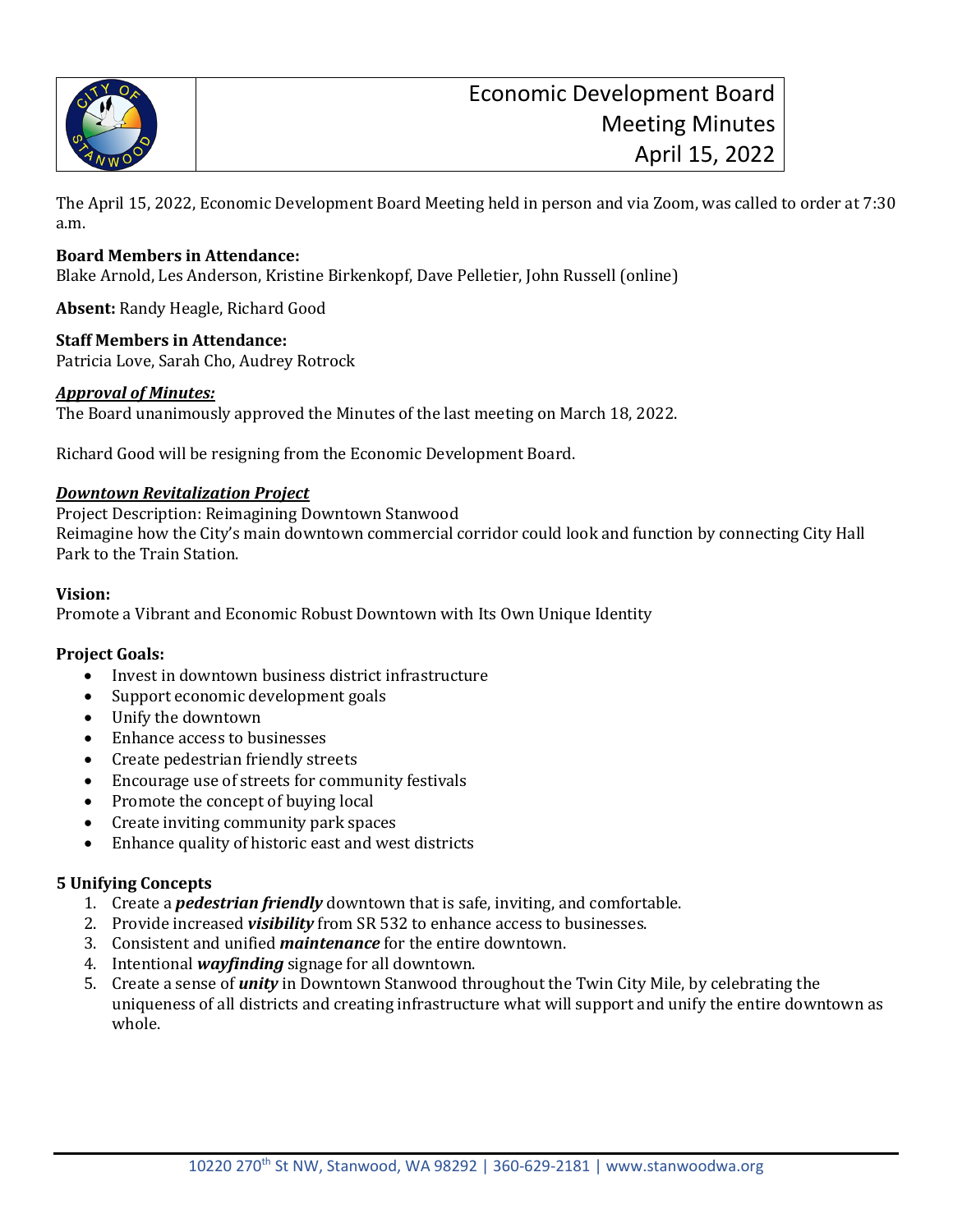# Economic Development Board Meeting Minutes April 15, 2022

The April 15, 2022, Economic Development Board Meeting held in person and via Zoom, was called to order at 7:30 a.m.

**Board Members in Attendance:**
Blake Arnold, Les Anderson, Kristine Birkenkopf, Dave Pelletier, John Russell (online)

**Absent:** Randy Heagle, Richard Good

**Staff Members in Attendance:**
Patricia Love, Sarah Cho, Audrey Rotrock

***Approval of Minutes:***
The Board unanimously approved the Minutes of the last meeting on March 18, 2022.

Richard Good will be resigning from the Economic Development Board.

***Downtown Revitalization Project***
Project Description: Reimagining Downtown Stanwood
Reimagine how the City's main downtown commercial corridor could look and function by connecting City Hall Park to the Train Station.

**Vision:**
Promote a Vibrant and Economic Robust Downtown with Its Own Unique Identity

**Project Goals:**

- Invest in downtown business district infrastructure
- Support economic development goals
- Unify the downtown
- Enhance access to businesses
- Create pedestrian friendly streets
- Encourage use of streets for community festivals
- Promote the concept of buying local
- Create inviting community park spaces
- Enhance quality of historic east and west districts

**5 Unifying Concepts**

1. Create a ***pedestrian friendly*** downtown that is safe, inviting, and comfortable.
2. Provide increased ***visibility*** from SR 532 to enhance access to businesses.
3. Consistent and unified ***maintenance*** for the entire downtown.
4. Intentional ***wayfinding*** signage for all downtown.
5. Create a sense of ***unity*** in Downtown Stanwood throughout the Twin City Mile, by celebrating the uniqueness of all districts and creating infrastructure what will support and unify the entire downtown as whole.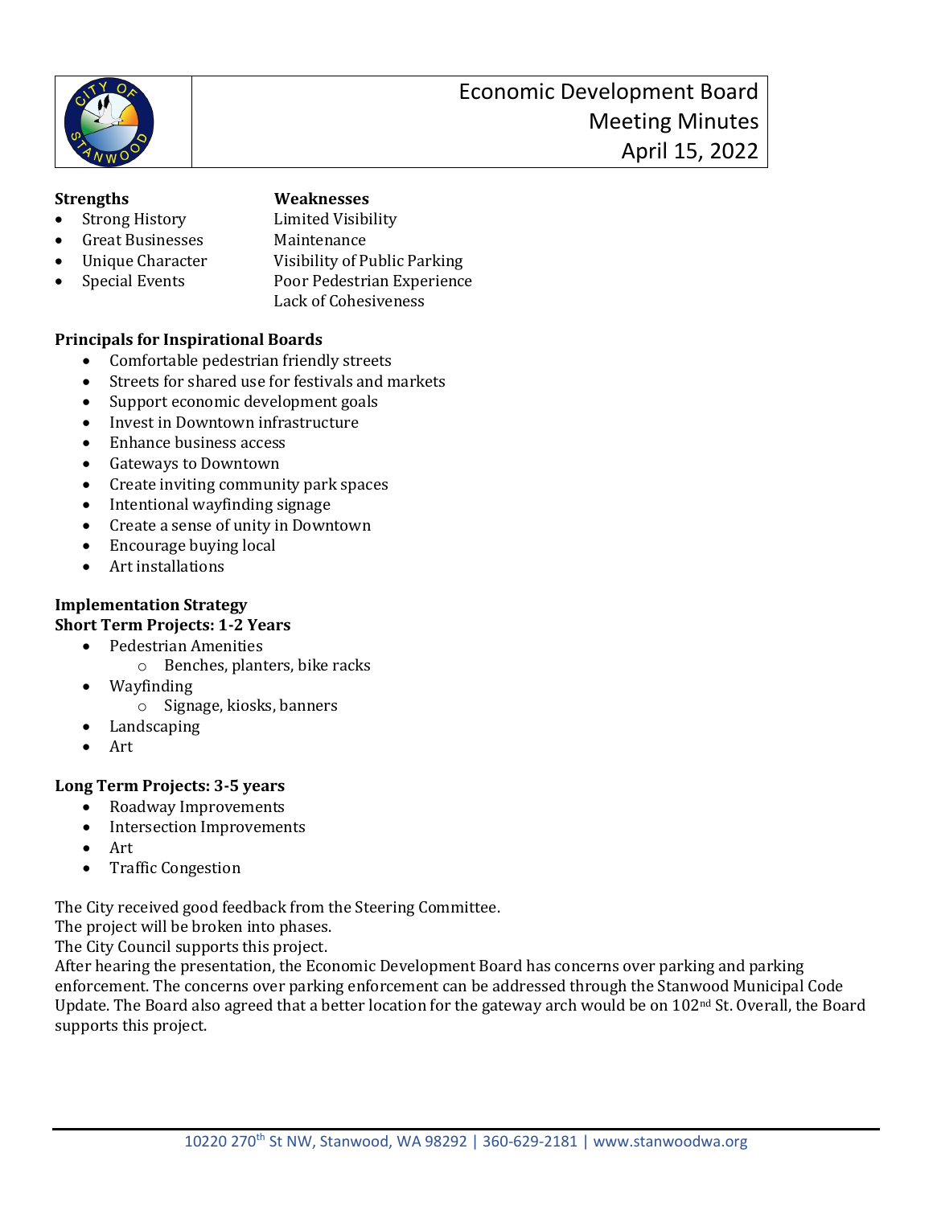**Strengths**

- Strong History
- Great Businesses
- Unique Character
- Special Events

**Weaknesses**

Limited Visibility
Maintenance
Visibility of Public Parking
Poor Pedestrian Experience
Lack of Cohesiveness

**Principals for Inspirational Boards**

- Comfortable pedestrian friendly streets
- Streets for shared use for festivals and markets
- Support economic development goals
- Invest in Downtown infrastructure
- Enhance business access
- Gateways to Downtown
- Create inviting community park spaces
- Intentional wayfinding signage
- Create a sense of unity in Downtown
- Encourage buying local
- Art installations

**Implementation Strategy**
**Short Term Projects: 1-2 Years**

- Pedestrian Amenities
  - Benches, planters, bike racks
- Wayfinding
  - Signage, kiosks, banners
- Landscaping
- Art

**Long Term Projects: 3-5 years**

- Roadway Improvements
- Intersection Improvements
- Art
- Traffic Congestion

The City received good feedback from the Steering Committee.
The project will be broken into phases.
The City Council supports this project.
After hearing the presentation, the Economic Development Board has concerns over parking and parking enforcement. The concerns over parking enforcement can be addressed through the Stanwood Municipal Code Update. The Board also agreed that a better location for the gateway arch would be on 102nd St. Overall, the Board supports this project.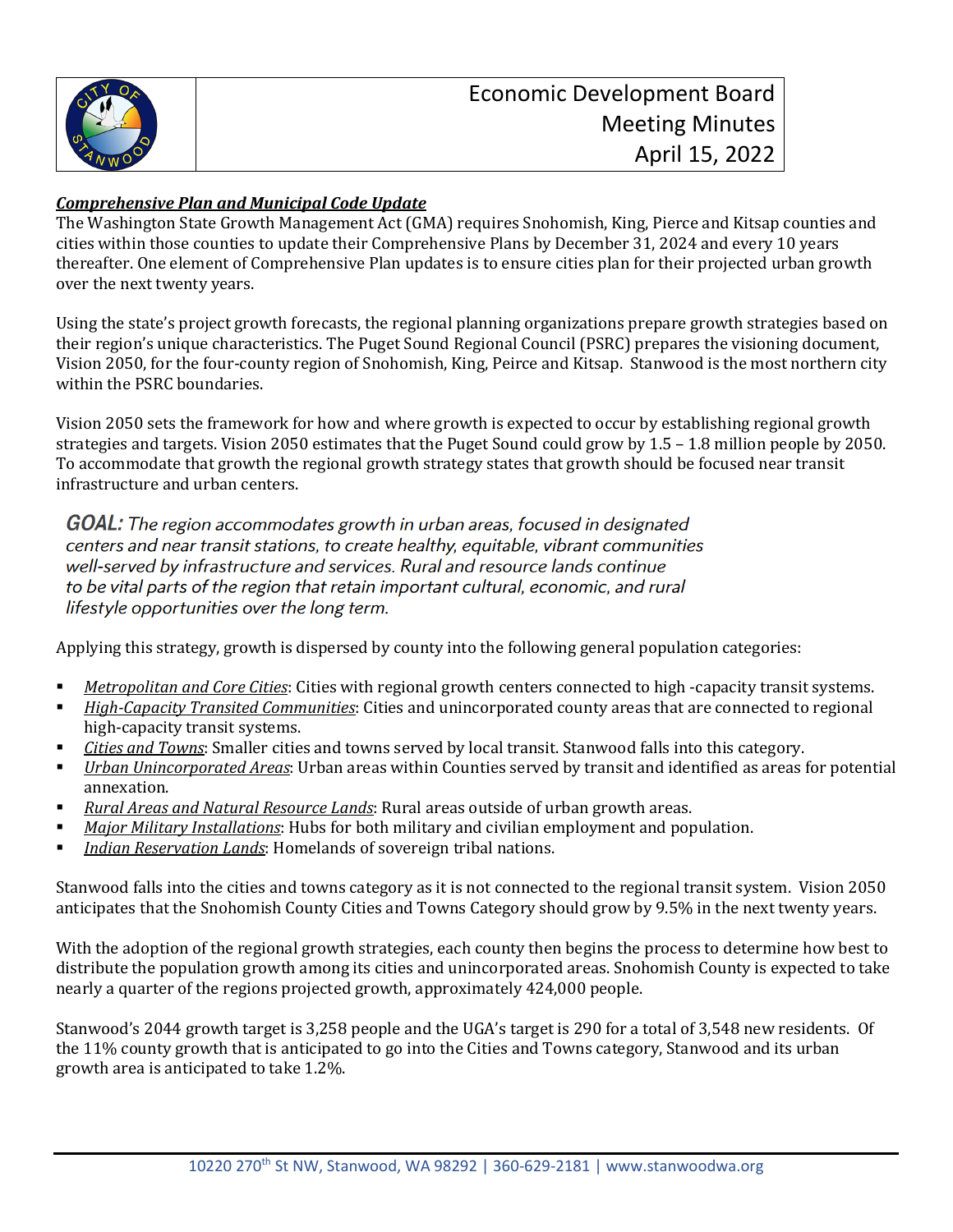## Economic Development Board Meeting Minutes
## April 15, 2022

***Comprehensive Plan and Municipal Code Update***

The Washington State Growth Management Act (GMA) requires Snohomish, King, Pierce and Kitsap counties and cities within those counties to update their Comprehensive Plans by December 31, 2024 and every 10 years thereafter. One element of Comprehensive Plan updates is to ensure cities plan for their projected urban growth over the next twenty years.

Using the state's project growth forecasts, the regional planning organizations prepare growth strategies based on their region's unique characteristics. The Puget Sound Regional Council (PSRC) prepares the visioning document, Vision 2050, for the four-county region of Snohomish, King, Peirce and Kitsap. Stanwood is the most northern city within the PSRC boundaries.

Vision 2050 sets the framework for how and where growth is expected to occur by establishing regional growth strategies and targets. Vision 2050 estimates that the Puget Sound could grow by 1.5 – 1.8 million people by 2050. To accommodate that growth the regional growth strategy states that growth should be focused near transit infrastructure and urban centers.

> **GOAL:** *The region accommodates growth in urban areas, focused in designated centers and near transit stations, to create healthy, equitable, vibrant communities well-served by infrastructure and services. Rural and resource lands continue to be vital parts of the region that retain important cultural, economic, and rural lifestyle opportunities over the long term.*

Applying this strategy, growth is dispersed by county into the following general population categories:

- *Metropolitan and Core Cities*: Cities with regional growth centers connected to high -capacity transit systems.
- *High-Capacity Transited Communities*: Cities and unincorporated county areas that are connected to regional high-capacity transit systems.
- *Cities and Towns*: Smaller cities and towns served by local transit. Stanwood falls into this category.
- *Urban Unincorporated Areas*: Urban areas within Counties served by transit and identified as areas for potential annexation.
- *Rural Areas and Natural Resource Lands*: Rural areas outside of urban growth areas.
- *Major Military Installations*: Hubs for both military and civilian employment and population.
- *Indian Reservation Lands*: Homelands of sovereign tribal nations.

Stanwood falls into the cities and towns category as it is not connected to the regional transit system. Vision 2050 anticipates that the Snohomish County Cities and Towns Category should grow by 9.5% in the next twenty years.

With the adoption of the regional growth strategies, each county then begins the process to determine how best to distribute the population growth among its cities and unincorporated areas. Snohomish County is expected to take nearly a quarter of the regions projected growth, approximately 424,000 people.

Stanwood's 2044 growth target is 3,258 people and the UGA's target is 290 for a total of 3,548 new residents. Of the 11% county growth that is anticipated to go into the Cities and Towns category, Stanwood and its urban growth area is anticipated to take 1.2%.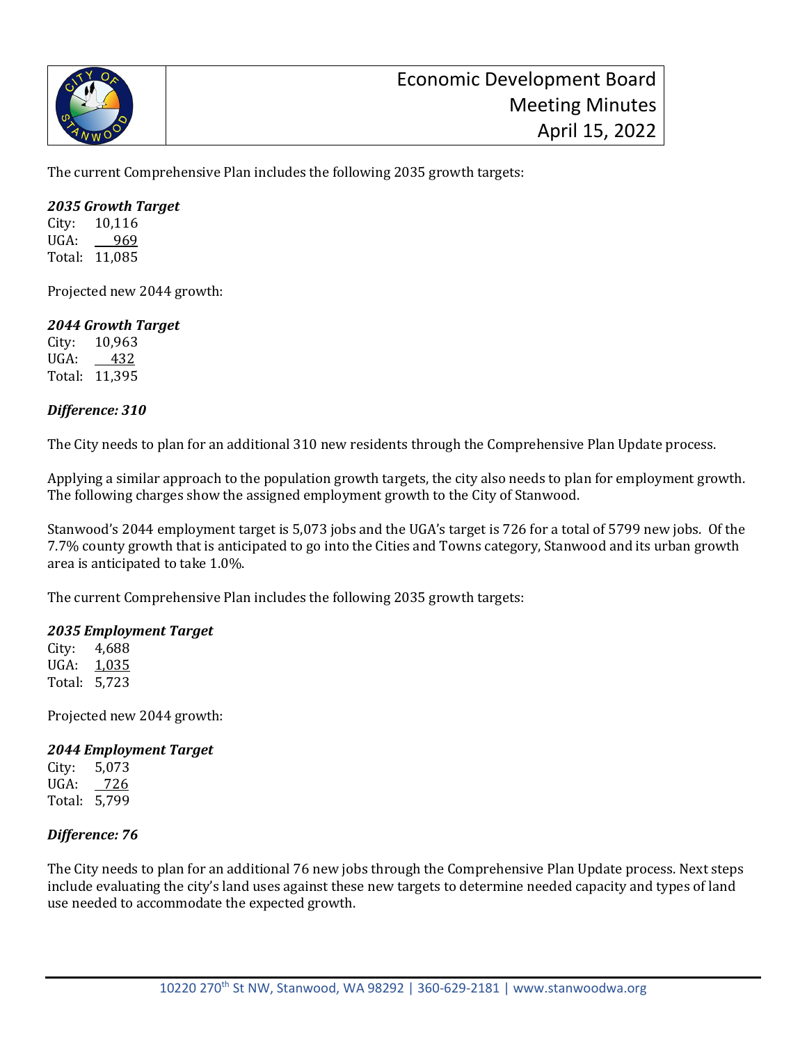The current Comprehensive Plan includes the following 2035 growth targets:

***2035 Growth Target***

City: 10,116
UGA: 969
Total: 11,085

Projected new 2044 growth:

***2044 Growth Target***

City: 10,963
UGA: 432
Total: 11,395

***Difference: 310***

The City needs to plan for an additional 310 new residents through the Comprehensive Plan Update process.

Applying a similar approach to the population growth targets, the city also needs to plan for employment growth. The following charges show the assigned employment growth to the City of Stanwood.

Stanwood's 2044 employment target is 5,073 jobs and the UGA's target is 726 for a total of 5799 new jobs. Of the 7.7% county growth that is anticipated to go into the Cities and Towns category, Stanwood and its urban growth area is anticipated to take 1.0%.

The current Comprehensive Plan includes the following 2035 growth targets:

***2035 Employment Target***

City: 4,688
UGA: 1,035
Total: 5,723

Projected new 2044 growth:

***2044 Employment Target***

City: 5,073
UGA: 726
Total: 5,799

***Difference: 76***

The City needs to plan for an additional 76 new jobs through the Comprehensive Plan Update process. Next steps include evaluating the city's land uses against these new targets to determine needed capacity and types of land use needed to accommodate the expected growth.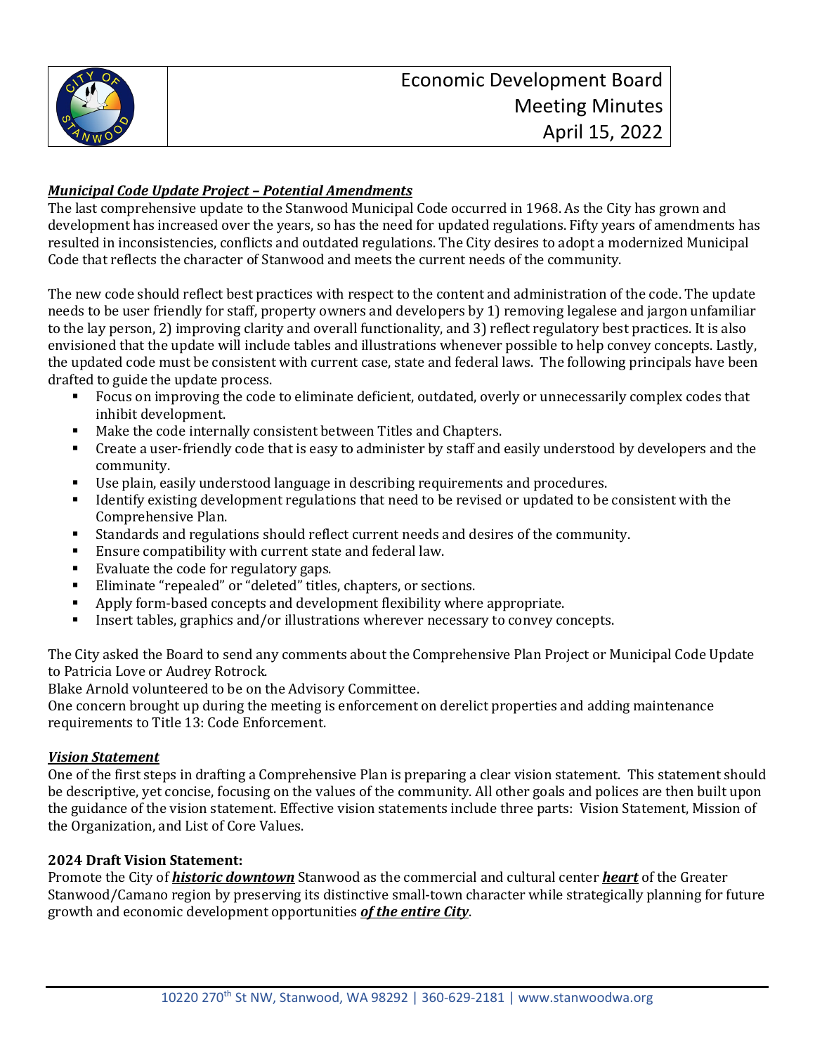# Economic Development Board Meeting Minutes April 15, 2022

***Municipal Code Update Project – Potential Amendments***

The last comprehensive update to the Stanwood Municipal Code occurred in 1968. As the City has grown and development has increased over the years, so has the need for updated regulations. Fifty years of amendments has resulted in inconsistencies, conflicts and outdated regulations. The City desires to adopt a modernized Municipal Code that reflects the character of Stanwood and meets the current needs of the community.

The new code should reflect best practices with respect to the content and administration of the code. The update needs to be user friendly for staff, property owners and developers by 1) removing legalese and jargon unfamiliar to the lay person, 2) improving clarity and overall functionality, and 3) reflect regulatory best practices. It is also envisioned that the update will include tables and illustrations whenever possible to help convey concepts. Lastly, the updated code must be consistent with current case, state and federal laws. The following principals have been drafted to guide the update process.

- Focus on improving the code to eliminate deficient, outdated, overly or unnecessarily complex codes that inhibit development.
- Make the code internally consistent between Titles and Chapters.
- Create a user-friendly code that is easy to administer by staff and easily understood by developers and the community.
- Use plain, easily understood language in describing requirements and procedures.
- Identify existing development regulations that need to be revised or updated to be consistent with the Comprehensive Plan.
- Standards and regulations should reflect current needs and desires of the community.
- Ensure compatibility with current state and federal law.
- Evaluate the code for regulatory gaps.
- Eliminate "repealed" or "deleted" titles, chapters, or sections.
- Apply form-based concepts and development flexibility where appropriate.
- Insert tables, graphics and/or illustrations wherever necessary to convey concepts.

The City asked the Board to send any comments about the Comprehensive Plan Project or Municipal Code Update to Patricia Love or Audrey Rotrock.
Blake Arnold volunteered to be on the Advisory Committee.
One concern brought up during the meeting is enforcement on derelict properties and adding maintenance requirements to Title 13: Code Enforcement.

***Vision Statement***

One of the first steps in drafting a Comprehensive Plan is preparing a clear vision statement. This statement should be descriptive, yet concise, focusing on the values of the community. All other goals and polices are then built upon the guidance of the vision statement. Effective vision statements include three parts: Vision Statement, Mission of the Organization, and List of Core Values.

**2024 Draft Vision Statement:**

Promote the City of ***historic downtown*** Stanwood as the commercial and cultural center ***heart*** of the Greater Stanwood/Camano region by preserving its distinctive small-town character while strategically planning for future growth and economic development opportunities ***of the entire City***.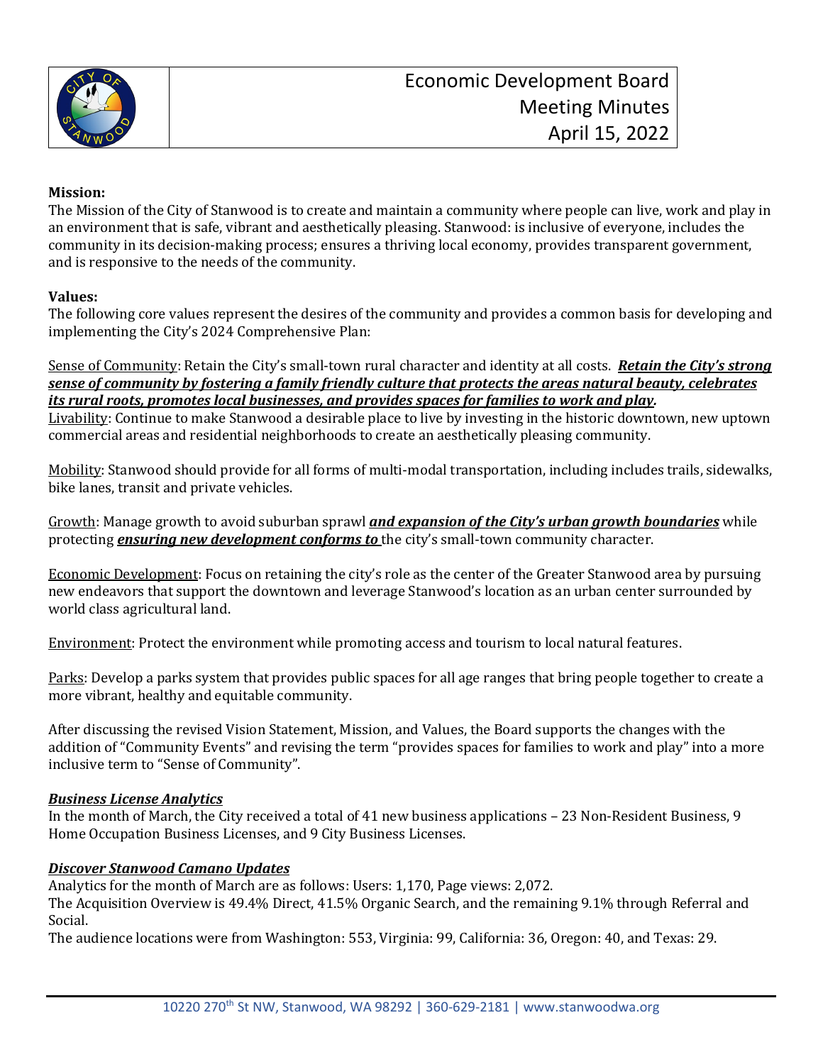Economic Development Board
Meeting Minutes
April 15, 2022

**Mission:**
The Mission of the City of Stanwood is to create and maintain a community where people can live, work and play in an environment that is safe, vibrant and aesthetically pleasing. Stanwood: is inclusive of everyone, includes the community in its decision-making process; ensures a thriving local economy, provides transparent government, and is responsive to the needs of the community.

**Values:**
The following core values represent the desires of the community and provides a common basis for developing and implementing the City's 2024 Comprehensive Plan:

Sense of Community: Retain the City's small-town rural character and identity at all costs. ***Retain the City's strong sense of community by fostering a family friendly culture that protects the areas natural beauty, celebrates its rural roots, promotes local businesses, and provides spaces for families to work and play.***
Livability: Continue to make Stanwood a desirable place to live by investing in the historic downtown, new uptown commercial areas and residential neighborhoods to create an aesthetically pleasing community.

Mobility: Stanwood should provide for all forms of multi-modal transportation, including includes trails, sidewalks, bike lanes, transit and private vehicles.

Growth: Manage growth to avoid suburban sprawl ***and expansion of the City's urban growth boundaries*** while protecting ***ensuring new development conforms to*** the city's small-town community character.

Economic Development: Focus on retaining the city's role as the center of the Greater Stanwood area by pursuing new endeavors that support the downtown and leverage Stanwood's location as an urban center surrounded by world class agricultural land.

Environment: Protect the environment while promoting access and tourism to local natural features.

Parks: Develop a parks system that provides public spaces for all age ranges that bring people together to create a more vibrant, healthy and equitable community.

After discussing the revised Vision Statement, Mission, and Values, the Board supports the changes with the addition of "Community Events" and revising the term "provides spaces for families to work and play" into a more inclusive term to "Sense of Community".

***Business License Analytics***
In the month of March, the City received a total of 41 new business applications – 23 Non-Resident Business, 9 Home Occupation Business Licenses, and 9 City Business Licenses.

***Discover Stanwood Camano Updates***
Analytics for the month of March are as follows: Users: 1,170, Page views: 2,072.
The Acquisition Overview is 49.4% Direct, 41.5% Organic Search, and the remaining 9.1% through Referral and Social.
The audience locations were from Washington: 553, Virginia: 99, California: 36, Oregon: 40, and Texas: 29.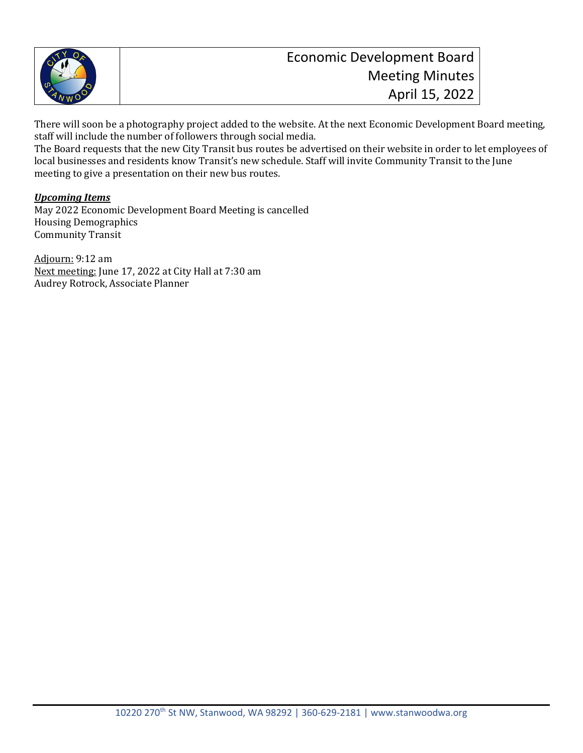There will soon be a photography project added to the website. At the next Economic Development Board meeting, staff will include the number of followers through social media.

The Board requests that the new City Transit bus routes be advertised on their website in order to let employees of local businesses and residents know Transit's new schedule. Staff will invite Community Transit to the June meeting to give a presentation on their new bus routes.

***Upcoming Items***

May 2022 Economic Development Board Meeting is cancelled
Housing Demographics
Community Transit

Adjourn: 9:12 am
Next meeting: June 17, 2022 at City Hall at 7:30 am
Audrey Rotrock, Associate Planner